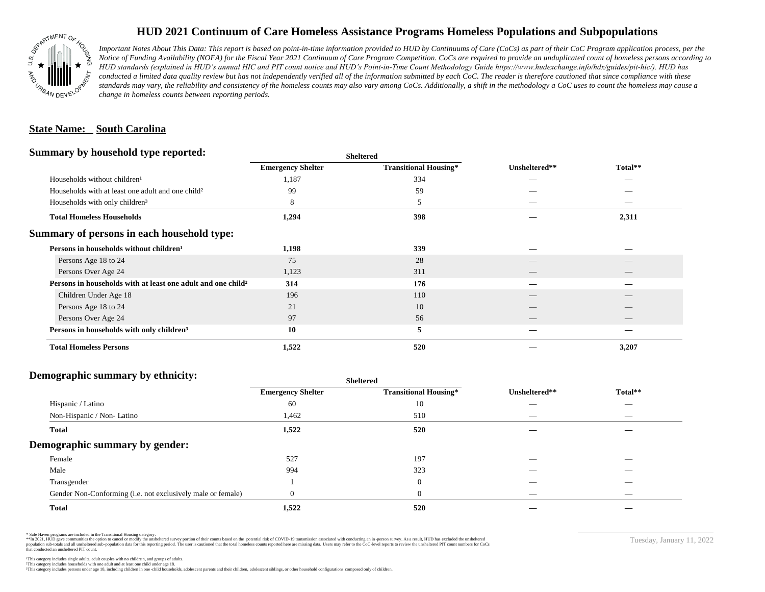# HUD 2021 Continuum of Care Homeless Assistance Programs Homeless Populations and Subpopulations

*Important Notes About This Data: This report is based on point-in-time information provided to HUD by Continuums of Care (CoCs) as part of their CoC Program application process, per the Notice of Funding Availability (NOFA) for the Fiscal Year 2021 Continuum of Care Program Competition. CoCs are required to provide an unduplicated count of homeless persons according to HUD standards (explained in HUD's annual HIC and PIT count notice and HUD's Point-in-Time Count Methodology Guide https://www.hudexchange.info/hdx/guides/pit-hic/). HUD has conducted a limited data quality review but has not independently verified all of the information submitted by each CoC. The reader is therefore cautioned that since compliance with these standards may vary, the reliability and consistency of the homeless counts may also vary among CoCs. Additionally, a shift in the methodology a CoC uses to count the homeless may cause a change in homeless counts between reporting periods.*

## State Name: South Carolina

### Summary by household type reported:

| | Sheltered | | | |
|---|---|---|---|---|
| | Emergency Shelter | Transitional Housing* | Unsheltered** | Total** |
| Households without children¹ | 1,187 | 334 | — | — |
| Households with at least one adult and one child² | 99 | 59 | — | — |
| Households with only children³ | 8 | 5 | — | — |
| **Total Homeless Households** | **1,294** | **398** | **—** | **2,311** |

### Summary of persons in each household type:

| | Emergency Shelter | Transitional Housing* | Unsheltered** | Total** |
|---|---|---|---|---|
| **Persons in households without children¹** | **1,198** | **339** | **—** | **—** |
| Persons Age 18 to 24 | 75 | 28 | — | — |
| Persons Over Age 24 | 1,123 | 311 | — | — |
| **Persons in households with at least one adult and one child²** | **314** | **176** | **—** | **—** |
| Children Under Age 18 | 196 | 110 | — | — |
| Persons Age 18 to 24 | 21 | 10 | — | — |
| Persons Over Age 24 | 97 | 56 | — | — |
| **Persons in households with only children³** | **10** | **5** | **—** | **—** |
| **Total Homeless Persons** | **1,522** | **520** | **—** | **3,207** |

### Demographic summary by ethnicity:

| | Sheltered | | | |
|---|---|---|---|---|
| | Emergency Shelter | Transitional Housing* | Unsheltered** | Total** |
| Hispanic / Latino | 60 | 10 | — | — |
| Non-Hispanic / Non- Latino | 1,462 | 510 | — | — |
| **Total** | **1,522** | **520** | **—** | **—** |

### Demographic summary by gender:

| | Emergency Shelter | Transitional Housing* | Unsheltered** | Total** |
|---|---|---|---|---|
| Female | 527 | 197 | — | — |
| Male | 994 | 323 | — | — |
| Transgender | 1 | 0 | — | — |
| Gender Non-Conforming (i.e. not exclusively male or female) | 0 | 0 | — | — |
| **Total** | **1,522** | **520** | **—** | **—** |

\* Safe Haven programs are included in the Transitional Housing category.
\*\*In 2021, HUD gave communities the option to cancel or modify the unsheltered survey portion of their counts based on the potential risk of COVID-19 transmission associated with conducting an in-person survey. As a result, HUD has excluded the unsheltered population sub-totals and all unsheltered sub-population data for this reporting period. The user is cautioned that the total homeless counts reported here are missing data. Users may refer to the CoC-level reports to review the unsheltered PIT count numbers for CoCs that conducted an unsheltered PIT count.

¹This category includes single adults, adult couples with no children, and groups of adults.
²This category includes households with one adult and at least one child under age 18.
³This category includes persons under age 18, including children in one-child households, adolescent parents and their children, adolescent siblings, or other household configurations composed only of children.

Tuesday, January 11, 2022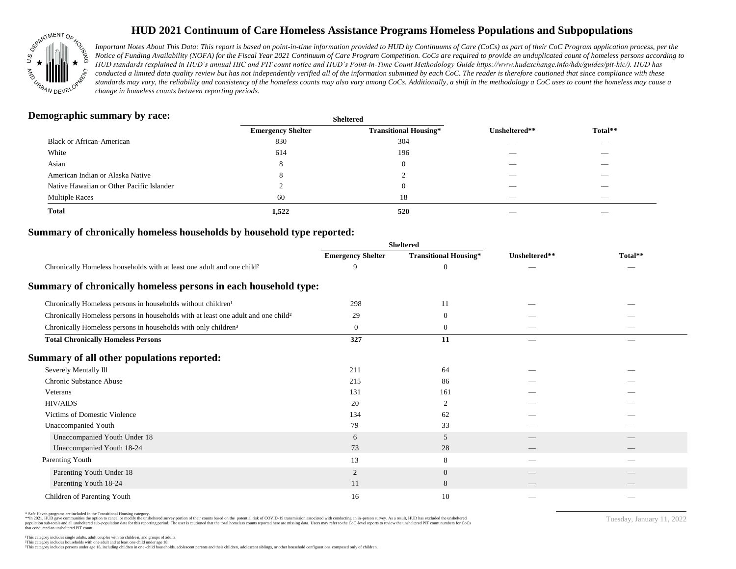# HUD 2021 Continuum of Care Homeless Assistance Programs Homeless Populations and Subpopulations

*Important Notes About This Data: This report is based on point-in-time information provided to HUD by Continuums of Care (CoCs) as part of their CoC Program application process, per the Notice of Funding Availability (NOFA) for the Fiscal Year 2021 Continuum of Care Program Competition. CoCs are required to provide an unduplicated count of homeless persons according to HUD standards (explained in HUD's annual HIC and PIT count notice and HUD's Point-in-Time Count Methodology Guide https://www.hudexchange.info/hdx/guides/pit-hic/). HUD has conducted a limited data quality review but has not independently verified all of the information submitted by each CoC. The reader is therefore cautioned that since compliance with these standards may vary, the reliability and consistency of the homeless counts may also vary among CoCs. Additionally, a shift in the methodology a CoC uses to count the homeless may cause a change in homeless counts between reporting periods.*

## Demographic summary by race:

| | Sheltered | | | |
|---|---|---|---|---|
| | Emergency Shelter | Transitional Housing* | Unsheltered** | Total** |
| Black or African-American | 830 | 304 | — | — |
| White | 614 | 196 | — | — |
| Asian | 8 | 0 | — | — |
| American Indian or Alaska Native | 8 | 2 | — | — |
| Native Hawaiian or Other Pacific Islander | 2 | 0 | — | — |
| Multiple Races | 60 | 18 | — | — |
| **Total** | **1,522** | **520** | **—** | **—** |

## Summary of chronically homeless households by household type reported:

| | Sheltered | | | |
|---|---|---|---|---|
| | Emergency Shelter | Transitional Housing* | Unsheltered** | Total** |
| Chronically Homeless households with at least one adult and one child² | 9 | 0 | — | — |

## Summary of chronically homeless persons in each household type:

| | Emergency Shelter | Transitional Housing* | Unsheltered** | Total** |
|---|---|---|---|---|
| Chronically Homeless persons in households without children¹ | 298 | 11 | — | — |
| Chronically Homeless persons in households with at least one adult and one child² | 29 | 0 | — | — |
| Chronically Homeless persons in households with only children³ | 0 | 0 | — | — |
| **Total Chronically Homeless Persons** | **327** | **11** | **—** | **—** |

## Summary of all other populations reported:

| | Emergency Shelter | Transitional Housing* | Unsheltered** | Total** |
|---|---|---|---|---|
| Severely Mentally Ill | 211 | 64 | — | — |
| Chronic Substance Abuse | 215 | 86 | — | — |
| Veterans | 131 | 161 | — | — |
| HIV/AIDS | 20 | 2 | — | — |
| Victims of Domestic Violence | 134 | 62 | — | — |
| Unaccompanied Youth | 79 | 33 | — | — |
| Unaccompanied Youth Under 18 | 6 | 5 | — | — |
| Unaccompanied Youth 18-24 | 73 | 28 | — | — |
| Parenting Youth | 13 | 8 | — | — |
| Parenting Youth Under 18 | 2 | 0 | — | — |
| Parenting Youth 18-24 | 11 | 8 | — | — |
| Children of Parenting Youth | 16 | 10 | — | — |

\* Safe Haven programs are included in the Transitional Housing category.
\*\*In 2021, HUD gave communities the option to cancel or modify the unsheltered survey portion of their counts based on the potential risk of COVID-19 transmission associated with conducting an in-person survey. As a result, HUD has excluded the unsheltered population sub-totals and all unsheltered sub-population data for this reporting period. The user is cautioned that the total homeless counts reported here are missing data. Users may refer to the CoC-level reports to review the unsheltered PIT count numbers for CoCs that conducted an unsheltered PIT count.

¹This category includes single adults, adult couples with no children, and groups of adults.
²This category includes households with one adult and at least one child under age 18.
³This category includes persons under age 18, including children in one-child households, adolescent parents and their children, adolescent siblings, or other household configurations composed only of children.

Tuesday, January 11, 2022